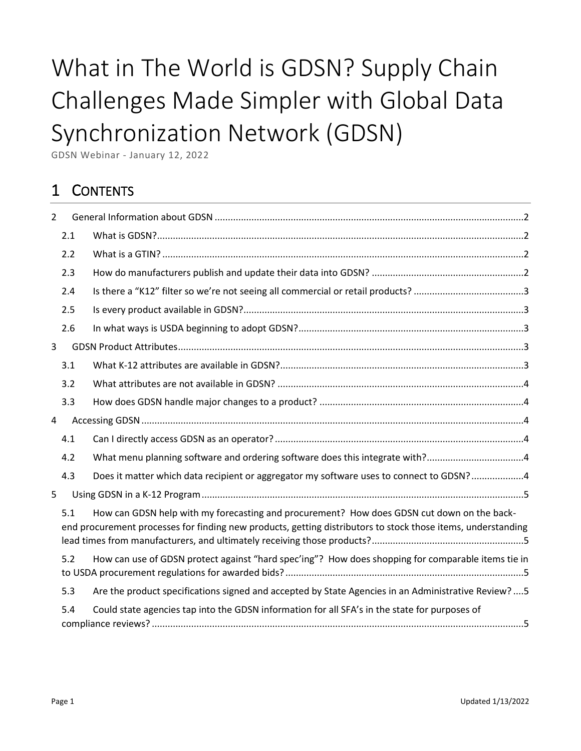# What in The World is GDSN? Supply Chain Challenges Made Simpler with Global Data Synchronization Network (GDSN)

GDSN Webinar - January 12, 2022

## 1 CONTENTS

- 2 General Information about GDSN ..... 2
  - 2.1 What is GDSN? ..... 2
  - 2.2 What is a GTIN? ..... 2
  - 2.3 How do manufacturers publish and update their data into GDSN? ..... 2
  - 2.4 Is there a "K12" filter so we're not seeing all commercial or retail products? ..... 3
  - 2.5 Is every product available in GDSN? ..... 3
  - 2.6 In what ways is USDA beginning to adopt GDSN? ..... 3
- 3 GDSN Product Attributes ..... 3
  - 3.1 What K-12 attributes are available in GDSN? ..... 3
  - 3.2 What attributes are not available in GDSN? ..... 4
  - 3.3 How does GDSN handle major changes to a product? ..... 4
- 4 Accessing GDSN ..... 4
  - 4.1 Can I directly access GDSN as an operator? ..... 4
  - 4.2 What menu planning software and ordering software does this integrate with? ..... 4
  - 4.3 Does it matter which data recipient or aggregator my software uses to connect to GDSN? ..... 4
- 5 Using GDSN in a K-12 Program ..... 5
  - 5.1 How can GDSN help with my forecasting and procurement? How does GDSN cut down on the back-end procurement processes for finding new products, getting distributors to stock those items, understanding lead times from manufacturers, and ultimately receiving those products? ..... 5
  - 5.2 How can use of GDSN protect against "hard spec'ing"? How does shopping for comparable items tie in to USDA procurement regulations for awarded bids? ..... 5
  - 5.3 Are the product specifications signed and accepted by State Agencies in an Administrative Review? ..... 5
  - 5.4 Could state agencies tap into the GDSN information for all SFA's in the state for purposes of compliance reviews? ..... 5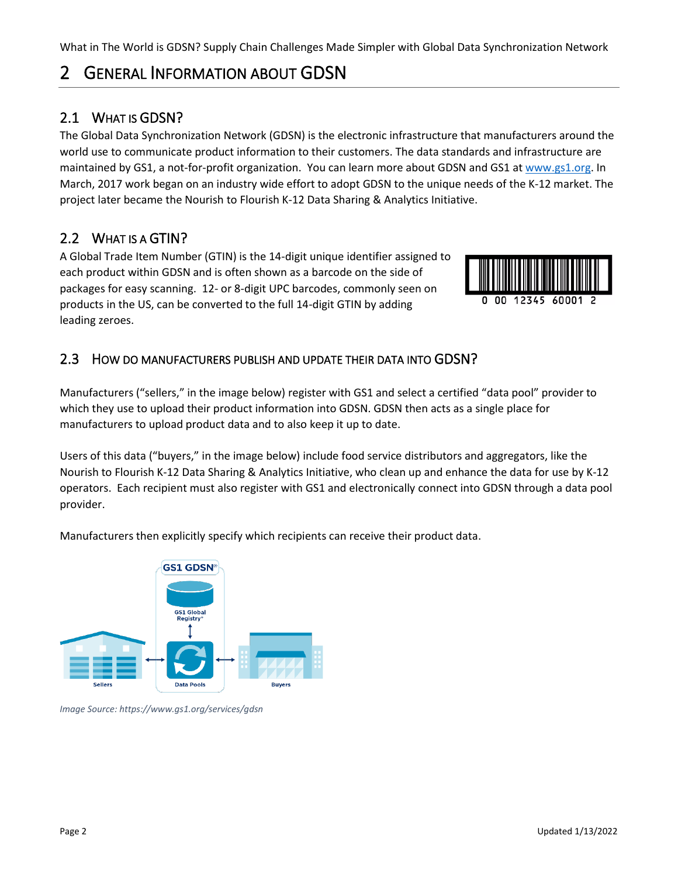# 2 General Information about GDSN

## 2.1 What is GDSN?

The Global Data Synchronization Network (GDSN) is the electronic infrastructure that manufacturers around the world use to communicate product information to their customers. The data standards and infrastructure are maintained by GS1, a not-for-profit organization. You can learn more about GDSN and GS1 at www.gs1.org. In March, 2017 work began on an industry wide effort to adopt GDSN to the unique needs of the K-12 market. The project later became the Nourish to Flourish K-12 Data Sharing & Analytics Initiative.

## 2.2 What is a GTIN?

A Global Trade Item Number (GTIN) is the 14-digit unique identifier assigned to each product within GDSN and is often shown as a barcode on the side of packages for easy scanning. 12- or 8-digit UPC barcodes, commonly seen on products in the US, can be converted to the full 14-digit GTIN by adding leading zeroes.

0 00 12345 60001 2

## 2.3 How do manufacturers publish and update their data into GDSN?

Manufacturers ("sellers," in the image below) register with GS1 and select a certified "data pool" provider to which they use to upload their product information into GDSN. GDSN then acts as a single place for manufacturers to upload product data and to also keep it up to date.

Users of this data ("buyers," in the image below) include food service distributors and aggregators, like the Nourish to Flourish K-12 Data Sharing & Analytics Initiative, who clean up and enhance the data for use by K-12 operators. Each recipient must also register with GS1 and electronically connect into GDSN through a data pool provider.

Manufacturers then explicitly specify which recipients can receive their product data.

*Image Source: https://www.gs1.org/services/gdsn*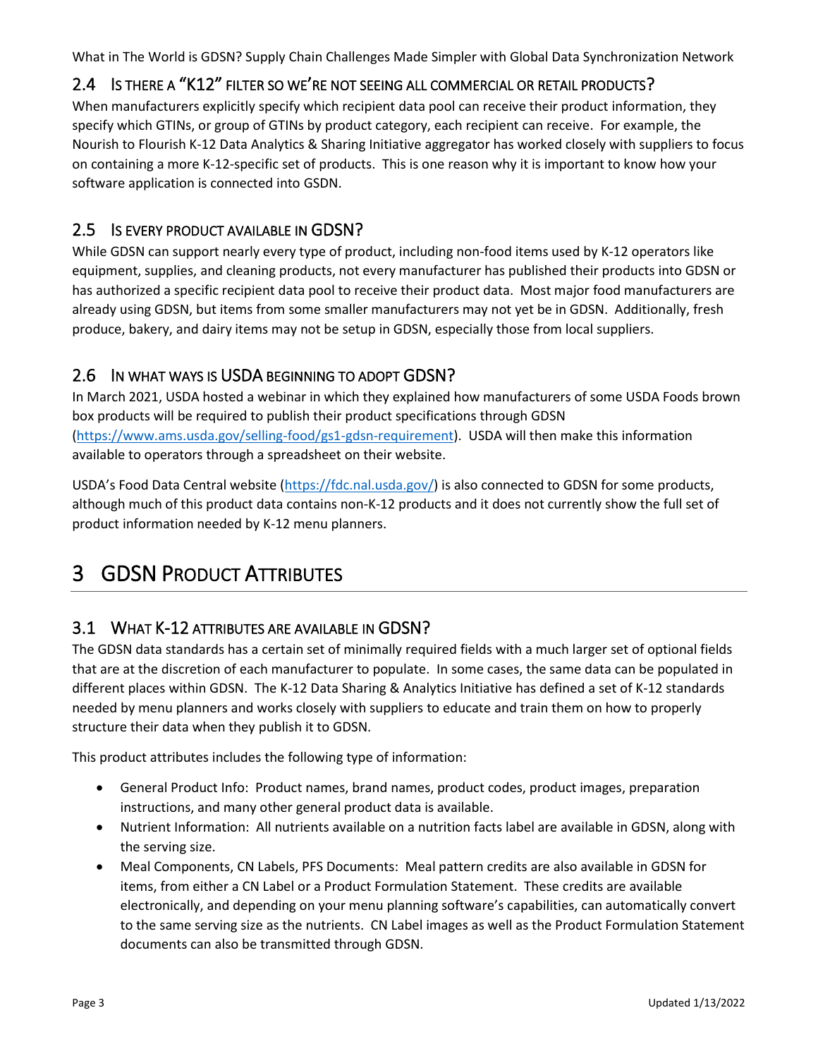## 2.4 Is there a "K12" filter so we're not seeing all commercial or retail products?

When manufacturers explicitly specify which recipient data pool can receive their product information, they specify which GTINs, or group of GTINs by product category, each recipient can receive. For example, the Nourish to Flourish K-12 Data Analytics & Sharing Initiative aggregator has worked closely with suppliers to focus on containing a more K-12-specific set of products. This is one reason why it is important to know how your software application is connected into GSDN.

## 2.5 Is every product available in GDSN?

While GDSN can support nearly every type of product, including non-food items used by K-12 operators like equipment, supplies, and cleaning products, not every manufacturer has published their products into GDSN or has authorized a specific recipient data pool to receive their product data. Most major food manufacturers are already using GDSN, but items from some smaller manufacturers may not yet be in GDSN. Additionally, fresh produce, bakery, and dairy items may not be setup in GDSN, especially those from local suppliers.

## 2.6 In what ways is USDA beginning to adopt GDSN?

In March 2021, USDA hosted a webinar in which they explained how manufacturers of some USDA Foods brown box products will be required to publish their product specifications through GDSN (https://www.ams.usda.gov/selling-food/gs1-gdsn-requirement). USDA will then make this information available to operators through a spreadsheet on their website.

USDA's Food Data Central website (https://fdc.nal.usda.gov/) is also connected to GDSN for some products, although much of this product data contains non-K-12 products and it does not currently show the full set of product information needed by K-12 menu planners.

# 3 GDSN Product Attributes

## 3.1 What K-12 attributes are available in GDSN?

The GDSN data standards has a certain set of minimally required fields with a much larger set of optional fields that are at the discretion of each manufacturer to populate. In some cases, the same data can be populated in different places within GDSN. The K-12 Data Sharing & Analytics Initiative has defined a set of K-12 standards needed by menu planners and works closely with suppliers to educate and train them on how to properly structure their data when they publish it to GDSN.

This product attributes includes the following type of information:

- General Product Info: Product names, brand names, product codes, product images, preparation instructions, and many other general product data is available.
- Nutrient Information: All nutrients available on a nutrition facts label are available in GDSN, along with the serving size.
- Meal Components, CN Labels, PFS Documents: Meal pattern credits are also available in GDSN for items, from either a CN Label or a Product Formulation Statement. These credits are available electronically, and depending on your menu planning software's capabilities, can automatically convert to the same serving size as the nutrients. CN Label images as well as the Product Formulation Statement documents can also be transmitted through GDSN.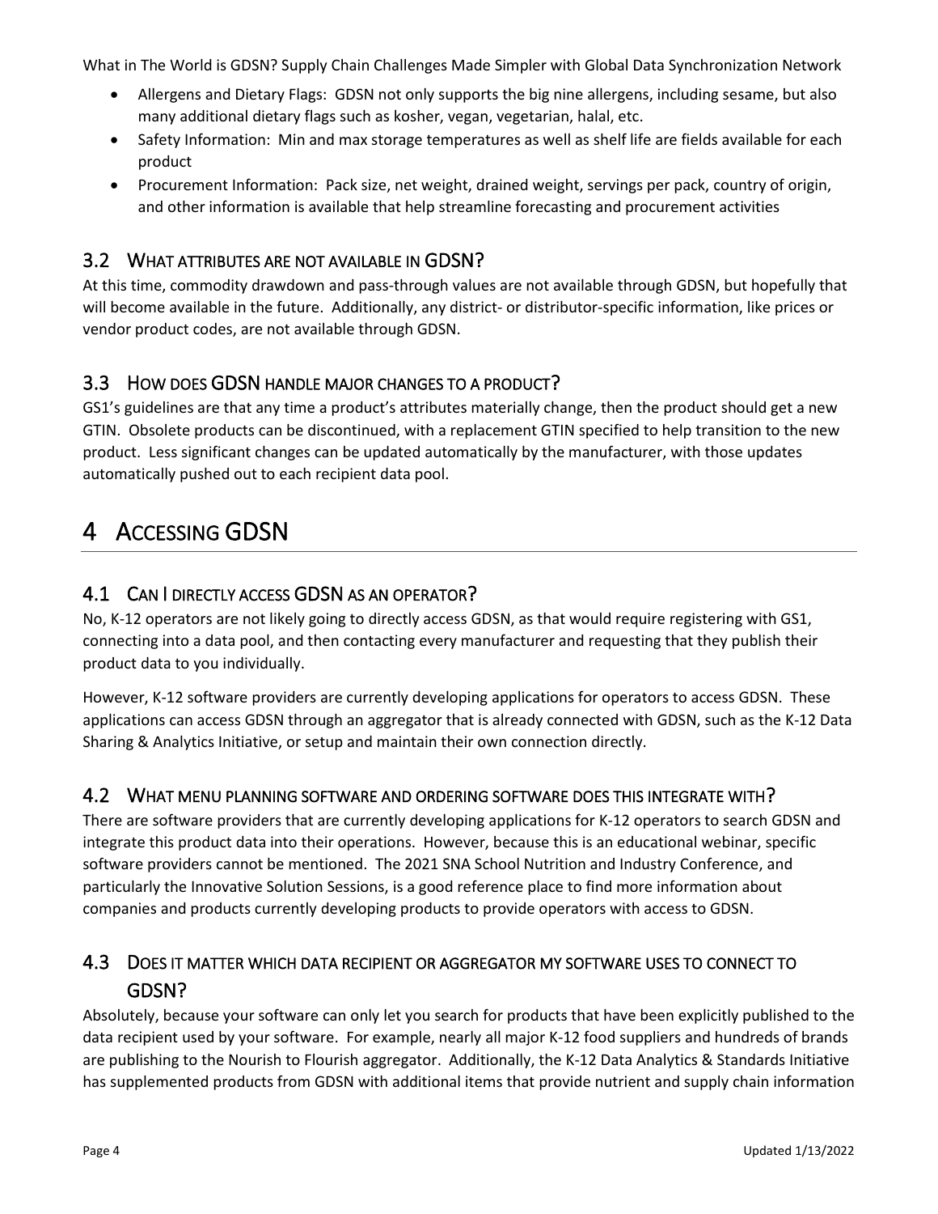- Allergens and Dietary Flags: GDSN not only supports the big nine allergens, including sesame, but also many additional dietary flags such as kosher, vegan, vegetarian, halal, etc.
- Safety Information: Min and max storage temperatures as well as shelf life are fields available for each product
- Procurement Information: Pack size, net weight, drained weight, servings per pack, country of origin, and other information is available that help streamline forecasting and procurement activities

### 3.2 What attributes are not available in GDSN?

At this time, commodity drawdown and pass-through values are not available through GDSN, but hopefully that will become available in the future. Additionally, any district- or distributor-specific information, like prices or vendor product codes, are not available through GDSN.

### 3.3 How does GDSN handle major changes to a product?

GS1's guidelines are that any time a product's attributes materially change, then the product should get a new GTIN. Obsolete products can be discontinued, with a replacement GTIN specified to help transition to the new product. Less significant changes can be updated automatically by the manufacturer, with those updates automatically pushed out to each recipient data pool.

## 4 Accessing GDSN

### 4.1 Can I directly access GDSN as an operator?

No, K-12 operators are not likely going to directly access GDSN, as that would require registering with GS1, connecting into a data pool, and then contacting every manufacturer and requesting that they publish their product data to you individually.

However, K-12 software providers are currently developing applications for operators to access GDSN. These applications can access GDSN through an aggregator that is already connected with GDSN, such as the K-12 Data Sharing & Analytics Initiative, or setup and maintain their own connection directly.

### 4.2 What menu planning software and ordering software does this integrate with?

There are software providers that are currently developing applications for K-12 operators to search GDSN and integrate this product data into their operations. However, because this is an educational webinar, specific software providers cannot be mentioned. The 2021 SNA School Nutrition and Industry Conference, and particularly the Innovative Solution Sessions, is a good reference place to find more information about companies and products currently developing products to provide operators with access to GDSN.

### 4.3 Does it matter which data recipient or aggregator my software uses to connect to GDSN?

Absolutely, because your software can only let you search for products that have been explicitly published to the data recipient used by your software. For example, nearly all major K-12 food suppliers and hundreds of brands are publishing to the Nourish to Flourish aggregator. Additionally, the K-12 Data Analytics & Standards Initiative has supplemented products from GDSN with additional items that provide nutrient and supply chain information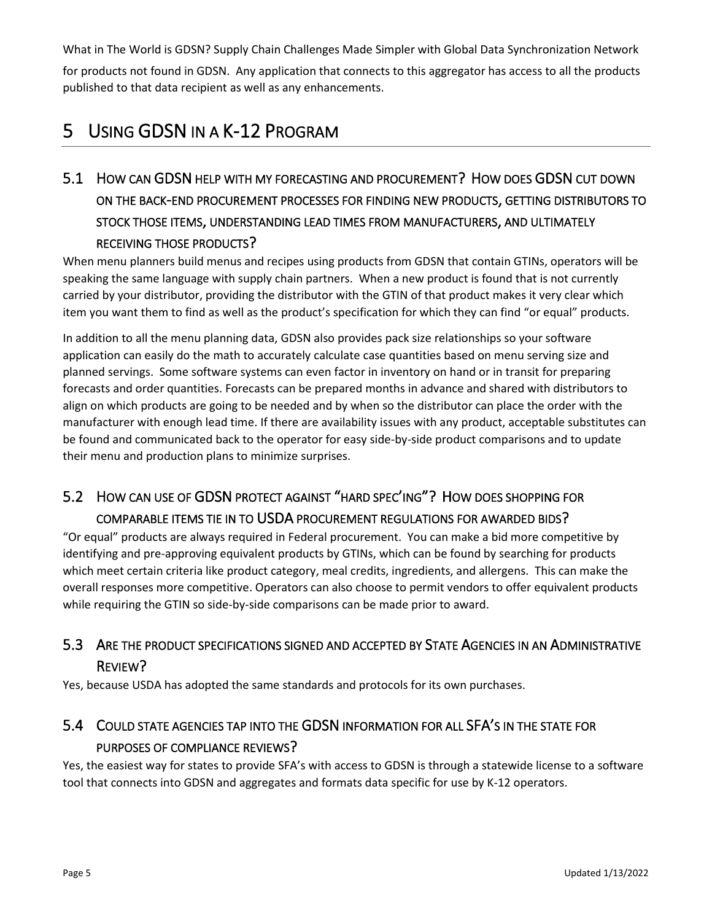for products not found in GDSN. Any application that connects to this aggregator has access to all the products published to that data recipient as well as any enhancements.

# 5 Using GDSN in a K-12 Program

## 5.1 How can GDSN help with my forecasting and procurement? How does GDSN cut down on the back-end procurement processes for finding new products, getting distributors to stock those items, understanding lead times from manufacturers, and ultimately receiving those products?

When menu planners build menus and recipes using products from GDSN that contain GTINs, operators will be speaking the same language with supply chain partners. When a new product is found that is not currently carried by your distributor, providing the distributor with the GTIN of that product makes it very clear which item you want them to find as well as the product's specification for which they can find "or equal" products.

In addition to all the menu planning data, GDSN also provides pack size relationships so your software application can easily do the math to accurately calculate case quantities based on menu serving size and planned servings. Some software systems can even factor in inventory on hand or in transit for preparing forecasts and order quantities. Forecasts can be prepared months in advance and shared with distributors to align on which products are going to be needed and by when so the distributor can place the order with the manufacturer with enough lead time. If there are availability issues with any product, acceptable substitutes can be found and communicated back to the operator for easy side-by-side product comparisons and to update their menu and production plans to minimize surprises.

## 5.2 How can use of GDSN protect against "hard spec'ing"? How does shopping for comparable items tie in to USDA procurement regulations for awarded bids?

"Or equal" products are always required in Federal procurement. You can make a bid more competitive by identifying and pre-approving equivalent products by GTINs, which can be found by searching for products which meet certain criteria like product category, meal credits, ingredients, and allergens. This can make the overall responses more competitive. Operators can also choose to permit vendors to offer equivalent products while requiring the GTIN so side-by-side comparisons can be made prior to award.

## 5.3 Are the product specifications signed and accepted by State Agencies in an Administrative Review?

Yes, because USDA has adopted the same standards and protocols for its own purchases.

## 5.4 Could State Agencies tap into the GDSN information for all SFA's in the state for purposes of compliance reviews?

Yes, the easiest way for states to provide SFA's with access to GDSN is through a statewide license to a software tool that connects into GDSN and aggregates and formats data specific for use by K-12 operators.